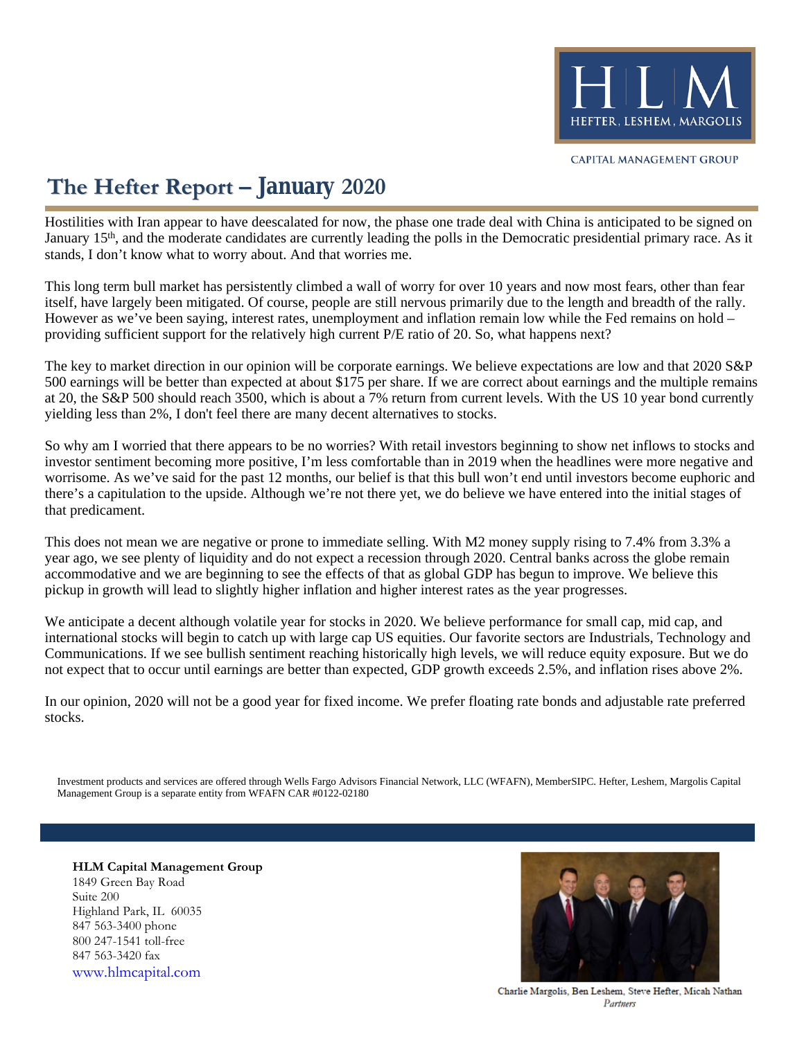HLM
HEFTER, LESHEM, MARGOLIS

CAPITAL MANAGEMENT GROUP

# The Hefter Report – January 2020

Hostilities with Iran appear to have deescalated for now, the phase one trade deal with China is anticipated to be signed on January 15th, and the moderate candidates are currently leading the polls in the Democratic presidential primary race. As it stands, I don't know what to worry about. And that worries me.

This long term bull market has persistently climbed a wall of worry for over 10 years and now most fears, other than fear itself, have largely been mitigated. Of course, people are still nervous primarily due to the length and breadth of the rally. However as we've been saying, interest rates, unemployment and inflation remain low while the Fed remains on hold – providing sufficient support for the relatively high current P/E ratio of 20. So, what happens next?

The key to market direction in our opinion will be corporate earnings. We believe expectations are low and that 2020 S&P 500 earnings will be better than expected at about $175 per share. If we are correct about earnings and the multiple remains at 20, the S&P 500 should reach 3500, which is about a 7% return from current levels. With the US 10 year bond currently yielding less than 2%, I don't feel there are many decent alternatives to stocks.

So why am I worried that there appears to be no worries? With retail investors beginning to show net inflows to stocks and investor sentiment becoming more positive, I'm less comfortable than in 2019 when the headlines were more negative and worrisome. As we've said for the past 12 months, our belief is that this bull won't end until investors become euphoric and there's a capitulation to the upside. Although we're not there yet, we do believe we have entered into the initial stages of that predicament.

This does not mean we are negative or prone to immediate selling. With M2 money supply rising to 7.4% from 3.3% a year ago, we see plenty of liquidity and do not expect a recession through 2020. Central banks across the globe remain accommodative and we are beginning to see the effects of that as global GDP has begun to improve. We believe this pickup in growth will lead to slightly higher inflation and higher interest rates as the year progresses.

We anticipate a decent although volatile year for stocks in 2020. We believe performance for small cap, mid cap, and international stocks will begin to catch up with large cap US equities. Our favorite sectors are Industrials, Technology and Communications. If we see bullish sentiment reaching historically high levels, we will reduce equity exposure. But we do not expect that to occur until earnings are better than expected, GDP growth exceeds 2.5%, and inflation rises above 2%.

In our opinion, 2020 will not be a good year for fixed income. We prefer floating rate bonds and adjustable rate preferred stocks.

Investment products and services are offered through Wells Fargo Advisors Financial Network, LLC (WFAFN), MemberSIPC. Hefter, Leshem, Margolis Capital Management Group is a separate entity from WFAFN CAR #0122-02180

**HLM Capital Management Group**
1849 Green Bay Road
Suite 200
Highland Park, IL 60035
847 563-3400 phone
800 247-1541 toll-free
847 563-3420 fax
www.hlmcapital.com

Charlie Margolis, Ben Leshem, Steve Hefter, Micah Nathan
*Partners*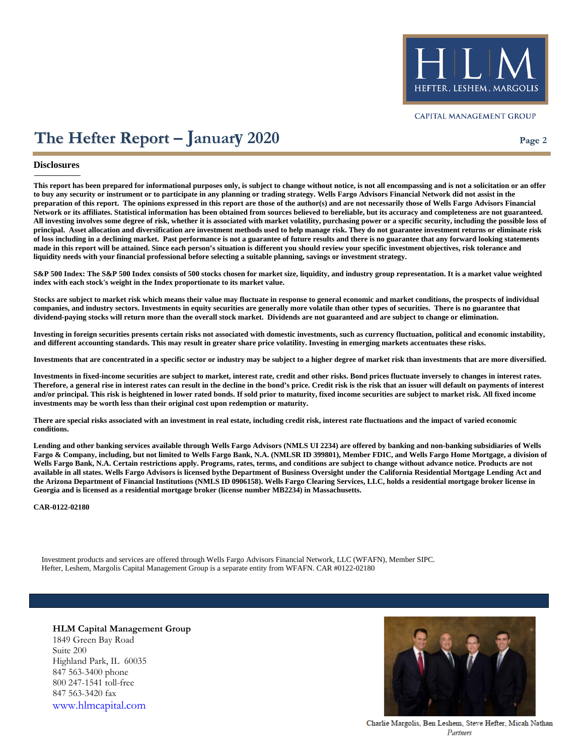## Disclosures

**This report has been prepared for informational purposes only, is subject to change without notice, is not all encompassing and is not a solicitation or an offer to buy any security or instrument or to participate in any planning or trading strategy. Wells Fargo Advisors Financial Network did not assist in the preparation of this report. The opinions expressed in this report are those of the author(s) and are not necessarily those of Wells Fargo Advisors Financial Network or its affiliates. Statistical information has been obtained from sources believed to bereliable, but its accuracy and completeness are not guaranteed. All investing involves some degree of risk, whether it is associated with market volatility, purchasing power or a specific security, including the possible loss of principal. Asset allocation and diversification are investment methods used to help manage risk. They do not guarantee investment returns or eliminate risk of loss including in a declining market. Past performance is not a guarantee of future results and there is no guarantee that any forward looking statements made in this report will be attained. Since each person's situation is different you should review your specific investment objectives, risk tolerance and liquidity needs with your financial professional before selecting a suitable planning, savings or investment strategy.**

**S&P 500 Index: The S&P 500 Index consists of 500 stocks chosen for market size, liquidity, and industry group representation. It is a market value weighted index with each stock's weight in the Index proportionate to its market value.**

**Stocks are subject to market risk which means their value may fluctuate in response to general economic and market conditions, the prospects of individual companies, and industry sectors. Investments in equity securities are generally more volatile than other types of securities. There is no guarantee that dividend-paying stocks will return more than the overall stock market. Dividends are not guaranteed and are subject to change or elimination.**

**Investing in foreign securities presents certain risks not associated with domestic investments, such as currency fluctuation, political and economic instability, and different accounting standards. This may result in greater share price volatility. Investing in emerging markets accentuates these risks.**

**Investments that are concentrated in a specific sector or industry may be subject to a higher degree of market risk than investments that are more diversified.**

**Investments in fixed-income securities are subject to market, interest rate, credit and other risks. Bond prices fluctuate inversely to changes in interest rates. Therefore, a general rise in interest rates can result in the decline in the bond's price. Credit risk is the risk that an issuer will default on payments of interest and/or principal. This risk is heightened in lower rated bonds. If sold prior to maturity, fixed income securities are subject to market risk. All fixed income investments may be worth less than their original cost upon redemption or maturity.**

**There are special risks associated with an investment in real estate, including credit risk, interest rate fluctuations and the impact of varied economic conditions.**

**Lending and other banking services available through Wells Fargo Advisors (NMLS UI 2234) are offered by banking and non-banking subsidiaries of Wells Fargo & Company, including, but not limited to Wells Fargo Bank, N.A. (NMLSR ID 399801), Member FDIC, and Wells Fargo Home Mortgage, a division of Wells Fargo Bank, N.A. Certain restrictions apply. Programs, rates, terms, and conditions are subject to change without advance notice. Products are not available in all states. Wells Fargo Advisors is licensed bythe Department of Business Oversight under the California Residential Mortgage Lending Act and the Arizona Department of Financial Institutions (NMLS ID 0906158). Wells Fargo Clearing Services, LLC, holds a residential mortgage broker license in Georgia and is licensed as a residential mortgage broker (license number MB2234) in Massachusetts.**

**CAR-0122-02180**

Investment products and services are offered through Wells Fargo Advisors Financial Network, LLC (WFAFN), Member SIPC.
Hefter, Leshem, Margolis Capital Management Group is a separate entity from WFAFN. CAR #0122-02180

**HLM Capital Management Group**
1849 Green Bay Road
Suite 200
Highland Park, IL 60035
847 563-3400 phone
800 247-1541 toll-free
847 563-3420 fax
www.hlmcapital.com

Charlie Margolis, Ben Leshem, Steve Hefter, Micah Nathan
*Partners*